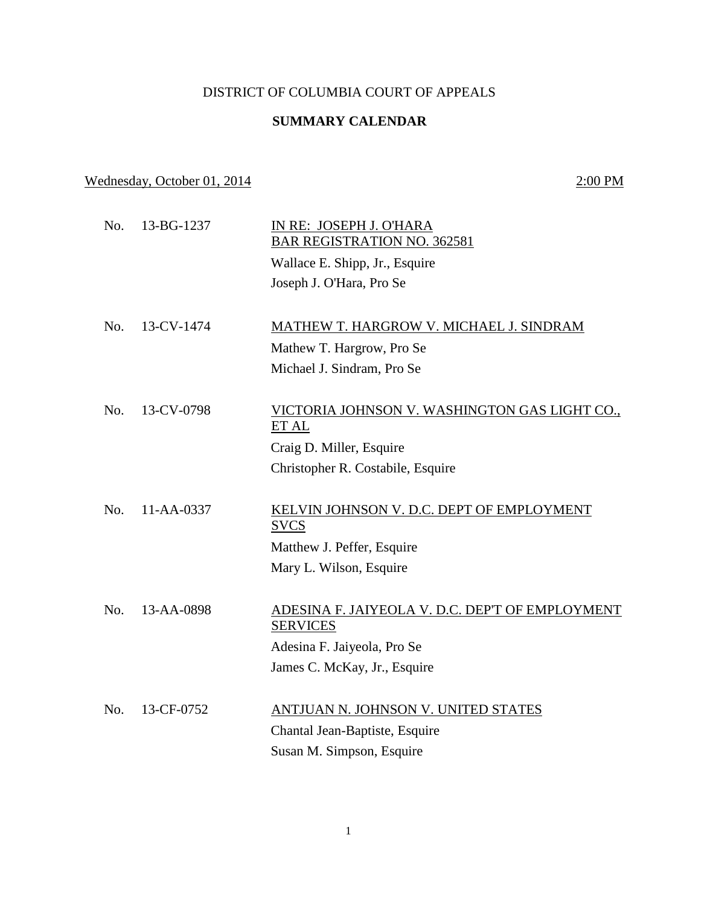DISTRICT OF COLUMBIA COURT OF APPEALS

**SUMMARY CALENDAR**

Wednesday, October 01, 2014 2:00 PM

No. 13-BG-1237 IN RE: JOSEPH J. O'HARA
BAR REGISTRATION NO. 362581

Wallace E. Shipp, Jr., Esquire

Joseph J. O'Hara, Pro Se

No. 13-CV-1474 MATHEW T. HARGROW V. MICHAEL J. SINDRAM

Mathew T. Hargrow, Pro Se

Michael J. Sindram, Pro Se

No. 13-CV-0798 VICTORIA JOHNSON V. WASHINGTON GAS LIGHT CO., ET AL

Craig D. Miller, Esquire

Christopher R. Costabile, Esquire

No. 11-AA-0337 KELVIN JOHNSON V. D.C. DEPT OF EMPLOYMENT SVCS

Matthew J. Peffer, Esquire

Mary L. Wilson, Esquire

No. 13-AA-0898 ADESINA F. JAIYEOLA V. D.C. DEP'T OF EMPLOYMENT SERVICES

Adesina F. Jaiyeola, Pro Se

James C. McKay, Jr., Esquire

No. 13-CF-0752 ANTJUAN N. JOHNSON V. UNITED STATES

Chantal Jean-Baptiste, Esquire

Susan M. Simpson, Esquire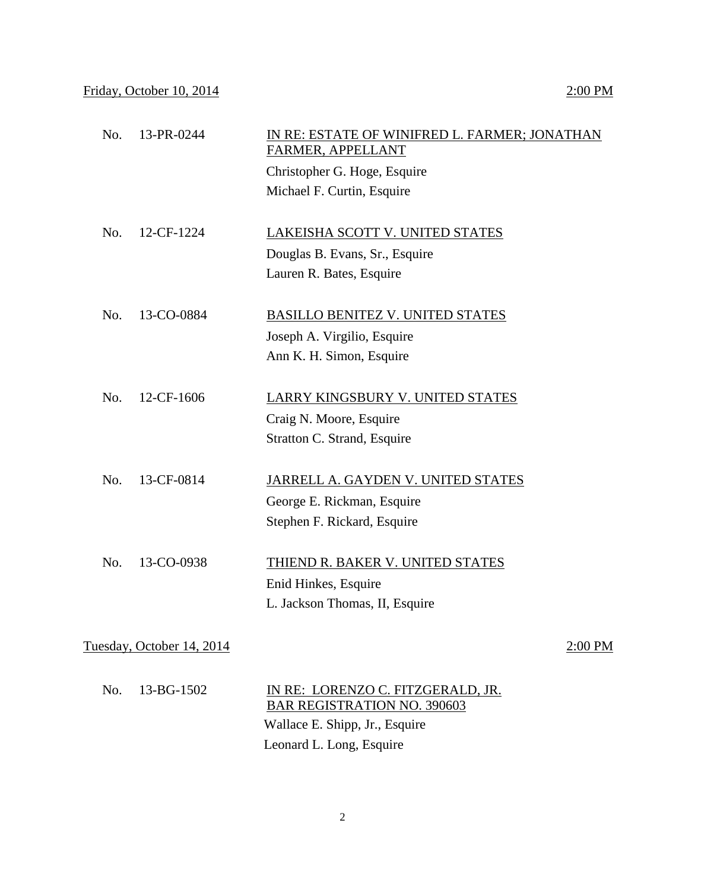Friday, October 10, 2014 2:00 PM

| | | |
|---|---|---|
| No. | 13-PR-0244 | IN RE: ESTATE OF WINIFRED L. FARMER; JONATHAN FARMER, APPELLANT<br>Christopher G. Hoge, Esquire<br>Michael F. Curtin, Esquire |
| No. | 12-CF-1224 | LAKEISHA SCOTT V. UNITED STATES<br>Douglas B. Evans, Sr., Esquire<br>Lauren R. Bates, Esquire |
| No. | 13-CO-0884 | BASILLO BENITEZ V. UNITED STATES<br>Joseph A. Virgilio, Esquire<br>Ann K. H. Simon, Esquire |
| No. | 12-CF-1606 | LARRY KINGSBURY V. UNITED STATES<br>Craig N. Moore, Esquire<br>Stratton C. Strand, Esquire |
| No. | 13-CF-0814 | JARRELL A. GAYDEN V. UNITED STATES<br>George E. Rickman, Esquire<br>Stephen F. Rickard, Esquire |
| No. | 13-CO-0938 | THIEND R. BAKER V. UNITED STATES<br>Enid Hinkes, Esquire<br>L. Jackson Thomas, II, Esquire |

Tuesday, October 14, 2014 2:00 PM

| | | |
|---|---|---|
| No. | 13-BG-1502 | IN RE: LORENZO C. FITZGERALD, JR. BAR REGISTRATION NO. 390603<br>Wallace E. Shipp, Jr., Esquire<br>Leonard L. Long, Esquire |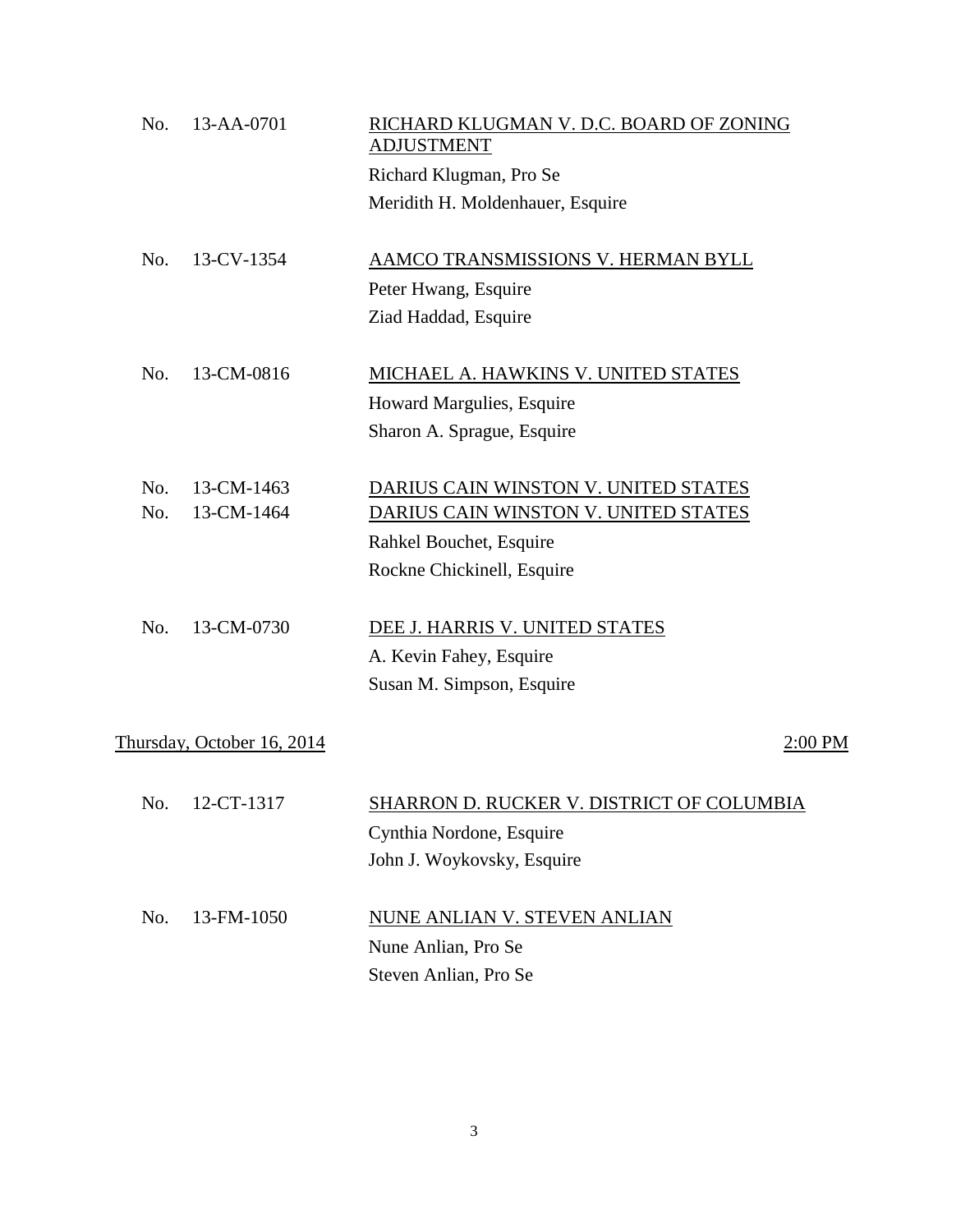No. 13-AA-0701 <u>RICHARD KLUGMAN V. D.C. BOARD OF ZONING ADJUSTMENT</u>

Richard Klugman, Pro Se

Meridith H. Moldenhauer, Esquire

No. 13-CV-1354 <u>AAMCO TRANSMISSIONS V. HERMAN BYLL</u>

Peter Hwang, Esquire

Ziad Haddad, Esquire

No. 13-CM-0816 <u>MICHAEL A. HAWKINS V. UNITED STATES</u>

Howard Margulies, Esquire

Sharon A. Sprague, Esquire

No. 13-CM-1463 <u>DARIUS CAIN WINSTON V. UNITED STATES</u>

No. 13-CM-1464 <u>DARIUS CAIN WINSTON V. UNITED STATES</u>

Rahkel Bouchet, Esquire

Rockne Chickinell, Esquire

No. 13-CM-0730 <u>DEE J. HARRIS V. UNITED STATES</u>

A. Kevin Fahey, Esquire

Susan M. Simpson, Esquire

<u>Thursday, October 16, 2014</u> <u>2:00 PM</u>

No. 12-CT-1317 <u>SHARRON D. RUCKER V. DISTRICT OF COLUMBIA</u>

Cynthia Nordone, Esquire

John J. Woykovsky, Esquire

No. 13-FM-1050 <u>NUNE ANLIAN V. STEVEN ANLIAN</u>

Nune Anlian, Pro Se

Steven Anlian, Pro Se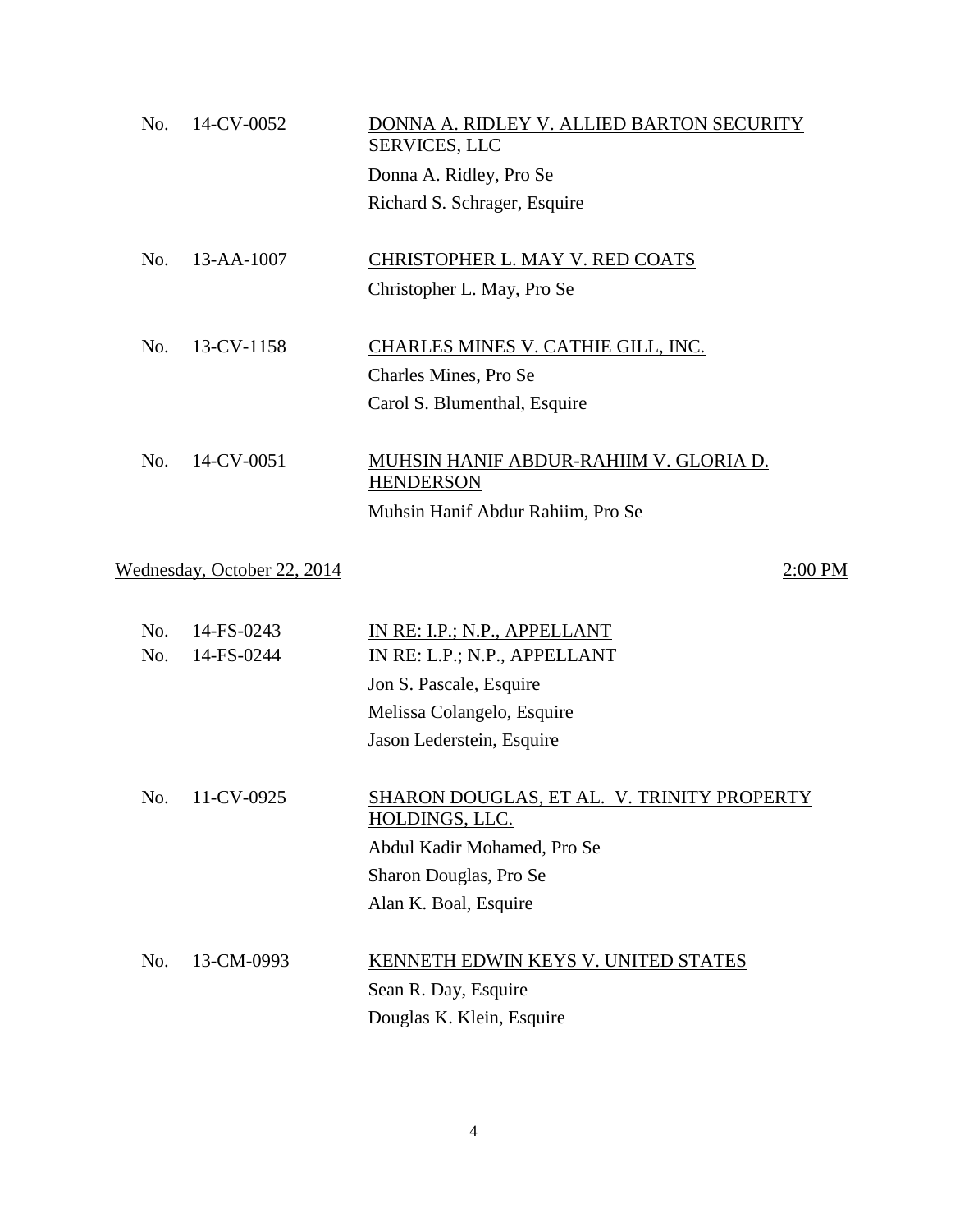No. 14-CV-0052 — <u>DONNA A. RIDLEY V. ALLIED BARTON SECURITY SERVICES, LLC</u>

Donna A. Ridley, Pro Se

Richard S. Schrager, Esquire

No. 13-AA-1007 — <u>CHRISTOPHER L. MAY V. RED COATS</u>

Christopher L. May, Pro Se

No. 13-CV-1158 — <u>CHARLES MINES V. CATHIE GILL, INC.</u>

Charles Mines, Pro Se

Carol S. Blumenthal, Esquire

No. 14-CV-0051 — <u>MUHSIN HANIF ABDUR-RAHIIM V. GLORIA D. HENDERSON</u>

Muhsin Hanif Abdur Rahiim, Pro Se

## <u>Wednesday, October 22, 2014</u> — <u>2:00 PM</u>

No. 14-FS-0243 — <u>IN RE: I.P.; N.P., APPELLANT</u>

No. 14-FS-0244 — <u>IN RE: L.P.; N.P., APPELLANT</u>

Jon S. Pascale, Esquire

Melissa Colangelo, Esquire

Jason Lederstein, Esquire

No. 11-CV-0925 — <u>SHARON DOUGLAS, ET AL. V. TRINITY PROPERTY HOLDINGS, LLC.</u>

Abdul Kadir Mohamed, Pro Se

Sharon Douglas, Pro Se

Alan K. Boal, Esquire

No. 13-CM-0993 — <u>KENNETH EDWIN KEYS V. UNITED STATES</u>

Sean R. Day, Esquire

Douglas K. Klein, Esquire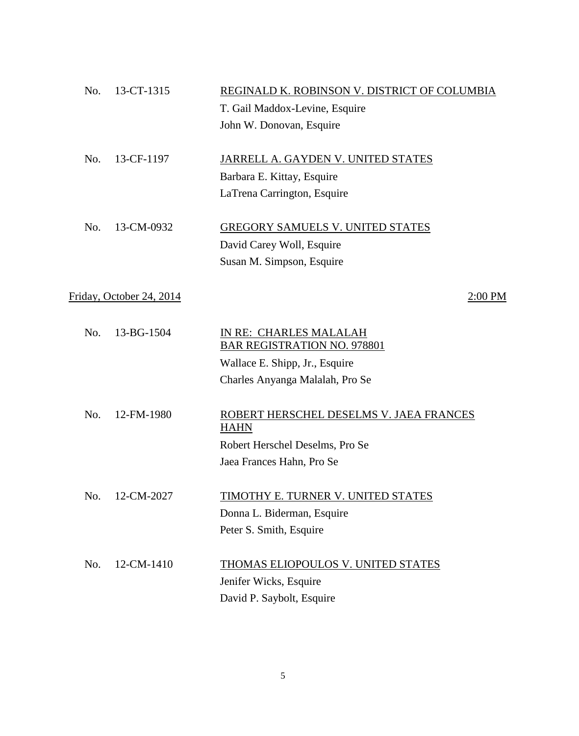No. 13-CT-1315 — REGINALD K. ROBINSON V. DISTRICT OF COLUMBIA

T. Gail Maddox-Levine, Esquire

John W. Donovan, Esquire

No. 13-CF-1197 — JARRELL A. GAYDEN V. UNITED STATES

Barbara E. Kittay, Esquire

LaTrena Carrington, Esquire

No. 13-CM-0932 — GREGORY SAMUELS V. UNITED STATES

David Carey Woll, Esquire

Susan M. Simpson, Esquire

Friday, October 24, 2014 — 2:00 PM

No. 13-BG-1504 — IN RE: CHARLES MALALAH BAR REGISTRATION NO. 978801

Wallace E. Shipp, Jr., Esquire

Charles Anyanga Malalah, Pro Se

No. 12-FM-1980 — ROBERT HERSCHEL DESELMS V. JAEA FRANCES HAHN

Robert Herschel Deselms, Pro Se

Jaea Frances Hahn, Pro Se

No. 12-CM-2027 — TIMOTHY E. TURNER V. UNITED STATES

Donna L. Biderman, Esquire

Peter S. Smith, Esquire

No. 12-CM-1410 — THOMAS ELIOPOULOS V. UNITED STATES

Jenifer Wicks, Esquire

David P. Saybolt, Esquire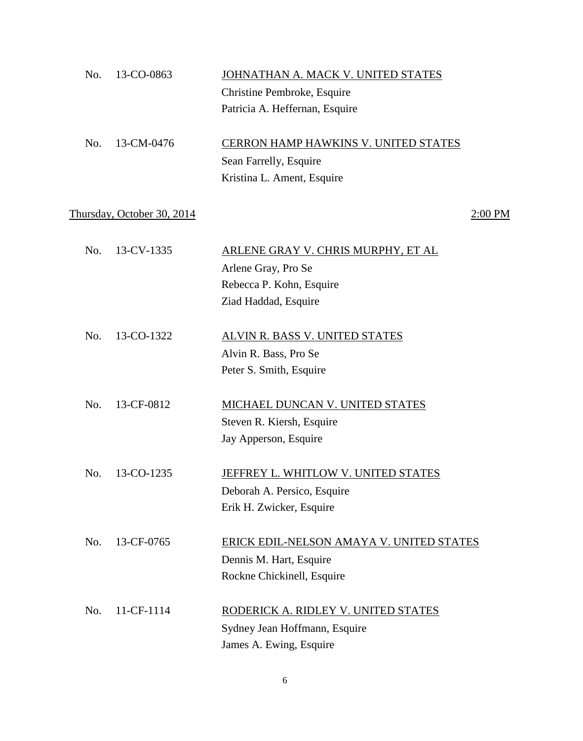No. 13-CO-0863 <u>JOHNATHAN A. MACK V. UNITED STATES</u>
Christine Pembroke, Esquire
Patricia A. Heffernan, Esquire

No. 13-CM-0476 <u>CERRON HAMP HAWKINS V. UNITED STATES</u>
Sean Farrelly, Esquire
Kristina L. Ament, Esquire

<u>Thursday, October 30, 2014</u> <u>2:00 PM</u>

No. 13-CV-1335 <u>ARLENE GRAY V. CHRIS MURPHY, ET AL</u>
Arlene Gray, Pro Se
Rebecca P. Kohn, Esquire
Ziad Haddad, Esquire

No. 13-CO-1322 <u>ALVIN R. BASS V. UNITED STATES</u>
Alvin R. Bass, Pro Se
Peter S. Smith, Esquire

No. 13-CF-0812 <u>MICHAEL DUNCAN V. UNITED STATES</u>
Steven R. Kiersh, Esquire
Jay Apperson, Esquire

No. 13-CO-1235 <u>JEFFREY L. WHITLOW V. UNITED STATES</u>
Deborah A. Persico, Esquire
Erik H. Zwicker, Esquire

No. 13-CF-0765 <u>ERICK EDIL-NELSON AMAYA V. UNITED STATES</u>
Dennis M. Hart, Esquire
Rockne Chickinell, Esquire

No. 11-CF-1114 <u>RODERICK A. RIDLEY V. UNITED STATES</u>
Sydney Jean Hoffmann, Esquire
James A. Ewing, Esquire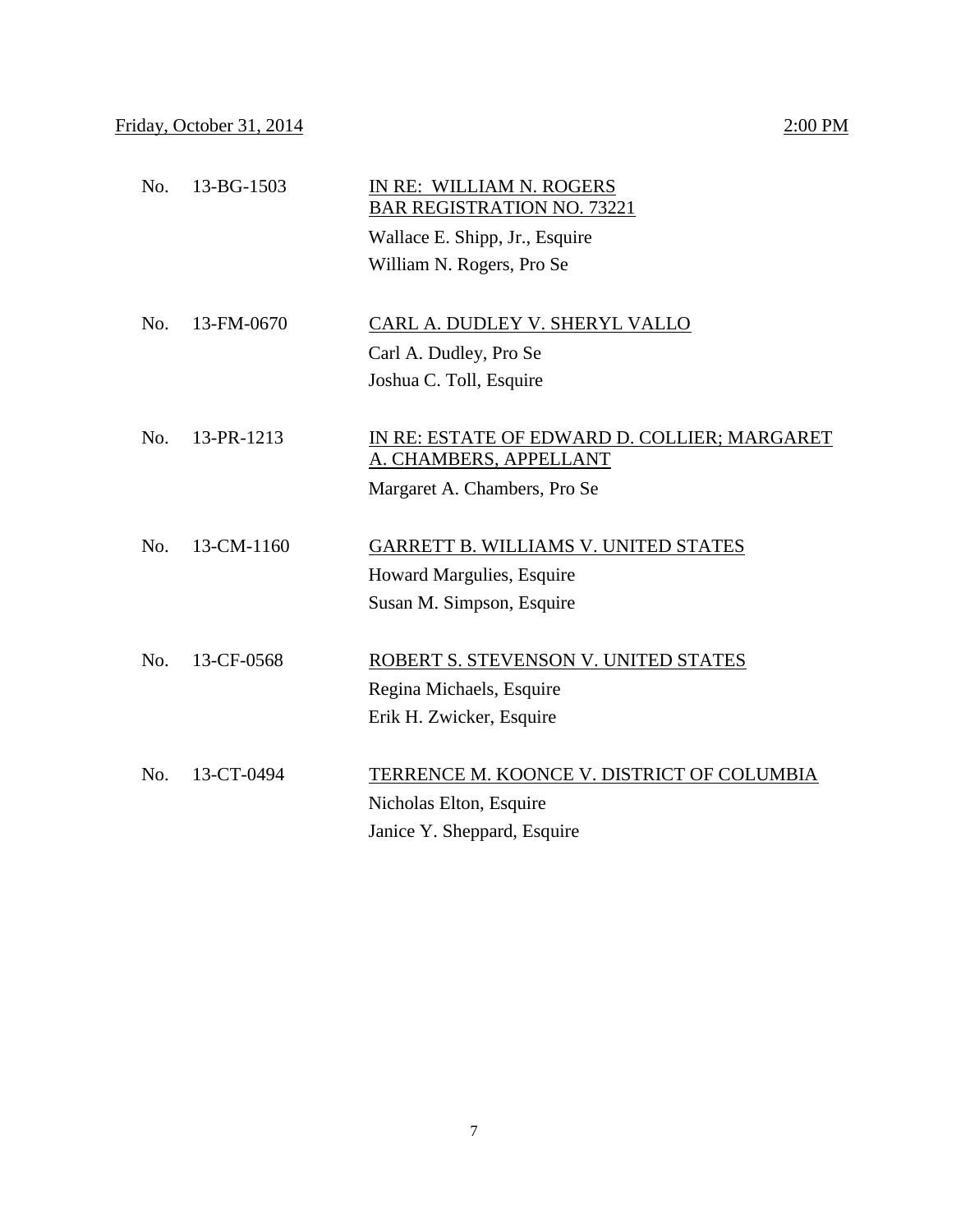Friday, October 31, 2014 2:00 PM

| | | |
|---|---|---|
| No. | 13-BG-1503 | IN RE: WILLIAM N. ROGERS BAR REGISTRATION NO. 73221<br>Wallace E. Shipp, Jr., Esquire<br>William N. Rogers, Pro Se |
| No. | 13-FM-0670 | CARL A. DUDLEY V. SHERYL VALLO<br>Carl A. Dudley, Pro Se<br>Joshua C. Toll, Esquire |
| No. | 13-PR-1213 | IN RE: ESTATE OF EDWARD D. COLLIER; MARGARET A. CHAMBERS, APPELLANT<br>Margaret A. Chambers, Pro Se |
| No. | 13-CM-1160 | GARRETT B. WILLIAMS V. UNITED STATES<br>Howard Margulies, Esquire<br>Susan M. Simpson, Esquire |
| No. | 13-CF-0568 | ROBERT S. STEVENSON V. UNITED STATES<br>Regina Michaels, Esquire<br>Erik H. Zwicker, Esquire |
| No. | 13-CT-0494 | TERRENCE M. KOONCE V. DISTRICT OF COLUMBIA<br>Nicholas Elton, Esquire<br>Janice Y. Sheppard, Esquire |